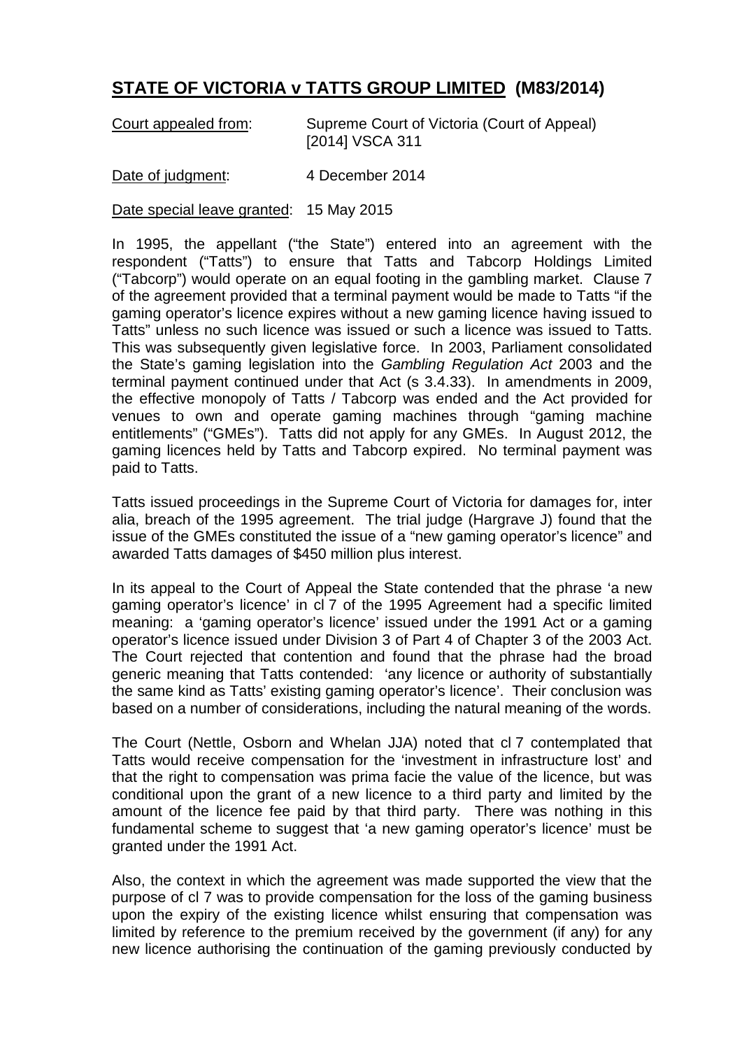# **STATE OF VICTORIA v TATTS GROUP LIMITED (M83/2014)**

Court appealed from: Supreme Court of Victoria (Court of Appeal) [2014] VSCA 311

Date of judgment: 4 December 2014

Date special leave granted: 15 May 2015

In 1995, the appellant ("the State") entered into an agreement with the respondent ("Tatts") to ensure that Tatts and Tabcorp Holdings Limited ("Tabcorp") would operate on an equal footing in the gambling market. Clause 7 of the agreement provided that a terminal payment would be made to Tatts "if the gaming operator's licence expires without a new gaming licence having issued to Tatts" unless no such licence was issued or such a licence was issued to Tatts. This was subsequently given legislative force. In 2003, Parliament consolidated the State's gaming legislation into the *Gambling Regulation Act* 2003 and the terminal payment continued under that Act (s 3.4.33). In amendments in 2009, the effective monopoly of Tatts / Tabcorp was ended and the Act provided for venues to own and operate gaming machines through "gaming machine entitlements" ("GMEs"). Tatts did not apply for any GMEs. In August 2012, the gaming licences held by Tatts and Tabcorp expired. No terminal payment was paid to Tatts.

Tatts issued proceedings in the Supreme Court of Victoria for damages for, inter alia, breach of the 1995 agreement. The trial judge (Hargrave J) found that the issue of the GMEs constituted the issue of a "new gaming operator's licence" and awarded Tatts damages of $450 million plus interest.

In its appeal to the Court of Appeal the State contended that the phrase 'a new gaming operator's licence' in cl 7 of the 1995 Agreement had a specific limited meaning: a 'gaming operator's licence' issued under the 1991 Act or a gaming operator's licence issued under Division 3 of Part 4 of Chapter 3 of the 2003 Act. The Court rejected that contention and found that the phrase had the broad generic meaning that Tatts contended: 'any licence or authority of substantially the same kind as Tatts' existing gaming operator's licence'. Their conclusion was based on a number of considerations, including the natural meaning of the words.

The Court (Nettle, Osborn and Whelan JJA) noted that cl 7 contemplated that Tatts would receive compensation for the 'investment in infrastructure lost' and that the right to compensation was prima facie the value of the licence, but was conditional upon the grant of a new licence to a third party and limited by the amount of the licence fee paid by that third party. There was nothing in this fundamental scheme to suggest that 'a new gaming operator's licence' must be granted under the 1991 Act.

Also, the context in which the agreement was made supported the view that the purpose of cl 7 was to provide compensation for the loss of the gaming business upon the expiry of the existing licence whilst ensuring that compensation was limited by reference to the premium received by the government (if any) for any new licence authorising the continuation of the gaming previously conducted by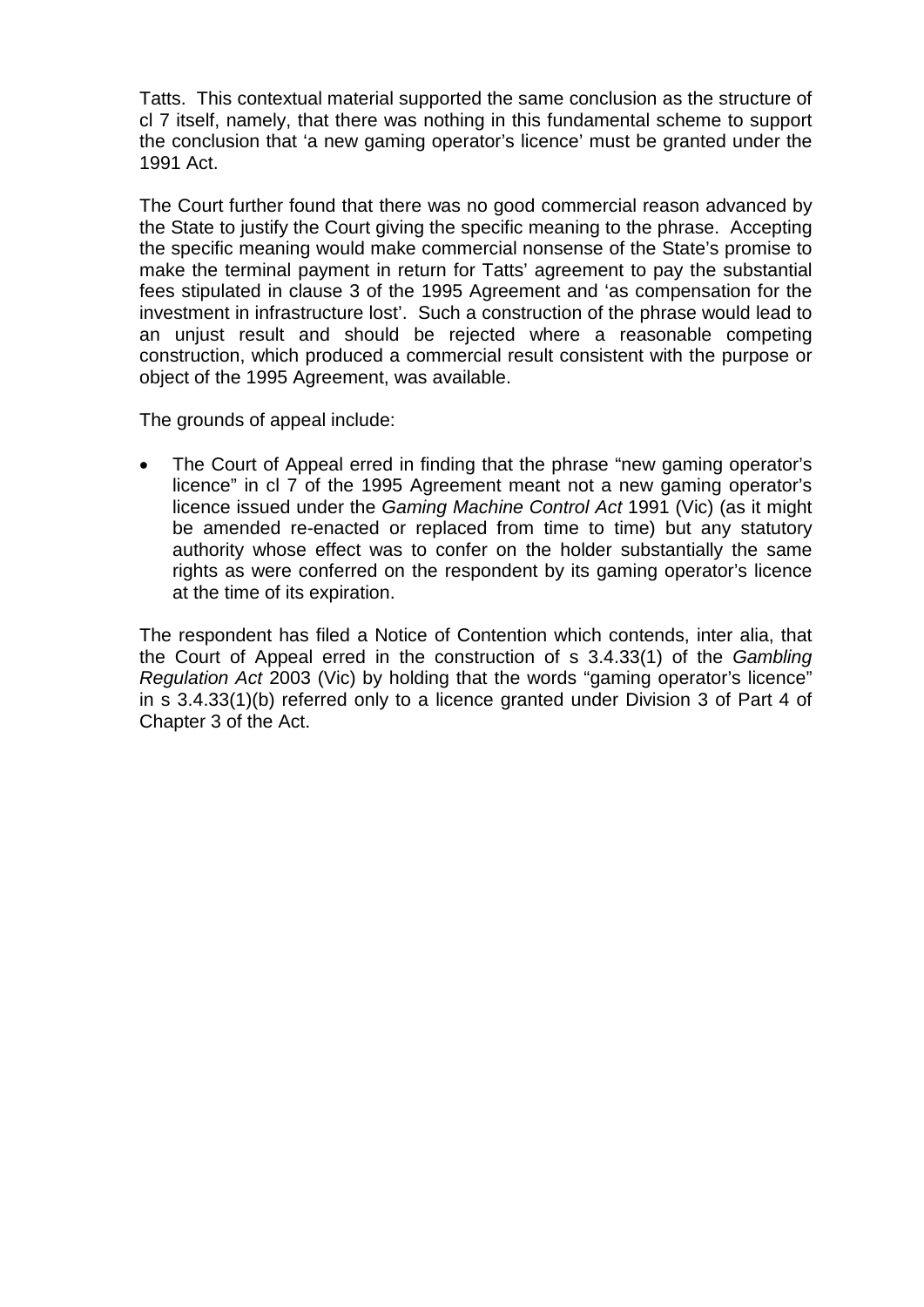Tatts. This contextual material supported the same conclusion as the structure of cl 7 itself, namely, that there was nothing in this fundamental scheme to support the conclusion that 'a new gaming operator's licence' must be granted under the 1991 Act.

The Court further found that there was no good commercial reason advanced by the State to justify the Court giving the specific meaning to the phrase. Accepting the specific meaning would make commercial nonsense of the State's promise to make the terminal payment in return for Tatts' agreement to pay the substantial fees stipulated in clause 3 of the 1995 Agreement and 'as compensation for the investment in infrastructure lost'. Such a construction of the phrase would lead to an unjust result and should be rejected where a reasonable competing construction, which produced a commercial result consistent with the purpose or object of the 1995 Agreement, was available.

The grounds of appeal include:

- The Court of Appeal erred in finding that the phrase "new gaming operator's licence" in cl 7 of the 1995 Agreement meant not a new gaming operator's licence issued under the *Gaming Machine Control Act* 1991 (Vic) (as it might be amended re-enacted or replaced from time to time) but any statutory authority whose effect was to confer on the holder substantially the same rights as were conferred on the respondent by its gaming operator's licence at the time of its expiration.

The respondent has filed a Notice of Contention which contends, inter alia, that the Court of Appeal erred in the construction of s 3.4.33(1) of the *Gambling Regulation Act* 2003 (Vic) by holding that the words "gaming operator's licence" in s 3.4.33(1)(b) referred only to a licence granted under Division 3 of Part 4 of Chapter 3 of the Act.